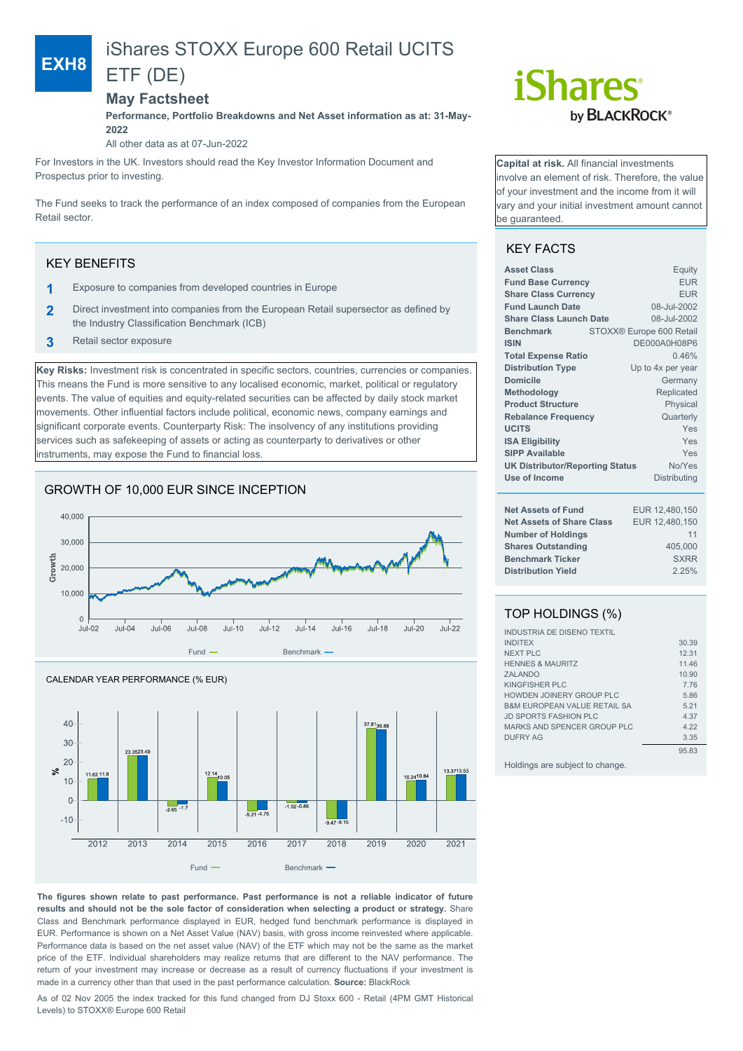# EXH8 iShares STOXX Europe 600 Retail UCITS ETF (DE)

## May Factsheet

**Performance, Portfolio Breakdowns and Net Asset information as at: 31-May-2022**

All other data as at 07-Jun-2022

For Investors in the UK. Investors should read the Key Investor Information Document and Prospectus prior to investing.

The Fund seeks to track the performance of an index composed of companies from the European Retail sector.

**Capital at risk.** All financial investments involve an element of risk. Therefore, the value of your investment and the income from it will vary and your initial investment amount cannot be guaranteed.

## KEY BENEFITS

1. Exposure to companies from developed countries in Europe
2. Direct investment into companies from the European Retail supersector as defined by the Industry Classification Benchmark (ICB)
3. Retail sector exposure

**Key Risks:** Investment risk is concentrated in specific sectors, countries, currencies or companies. This means the Fund is more sensitive to any localised economic, market, political or regulatory events. The value of equities and equity-related securities can be affected by daily stock market movements. Other influential factors include political, economic news, company earnings and significant corporate events. Counterparty Risk: The insolvency of any institutions providing services such as safekeeping of assets or acting as counterparty to derivatives or other instruments, may expose the Fund to financial loss.

## KEY FACTS

| | |
|---|---|
| **Asset Class** | Equity |
| **Fund Base Currency** | EUR |
| **Share Class Currency** | EUR |
| **Fund Launch Date** | 08-Jul-2002 |
| **Share Class Launch Date** | 08-Jul-2002 |
| **Benchmark** | STOXX® Europe 600 Retail |
| **ISIN** | DE000A0H08P6 |
| **Total Expense Ratio** | 0.46% |
| **Distribution Type** | Up to 4x per year |
| **Domicile** | Germany |
| **Methodology** | Replicated |
| **Product Structure** | Physical |
| **Rebalance Frequency** | Quarterly |
| **UCITS** | Yes |
| **ISA Eligibility** | Yes |
| **SIPP Available** | Yes |
| **UK Distributor/Reporting Status** | No/Yes |
| **Use of Income** | Distributing |

| | |
|---|---|
| **Net Assets of Fund** | EUR 12,480,150 |
| **Net Assets of Share Class** | EUR 12,480,150 |
| **Number of Holdings** | 11 |
| **Shares Outstanding** | 405,000 |
| **Benchmark Ticker** | SXRR |
| **Distribution Yield** | 2.25% |

## GROWTH OF 10,000 EUR SINCE INCEPTION

Fund — Benchmark —

## CALENDAR YEAR PERFORMANCE (% EUR)

| | 2012 | 2013 | 2014 | 2015 | 2016 | 2017 | 2018 | 2019 | 2020 | 2021 |
|---|---|---|---|---|---|---|---|---|---|---|
| Fund | 11.62 | 23.35 | -2.65 | 12.14 | -5.21 | -1.02 | -9.47 | 37.81 | 10.24 | 13.37 |
| Benchmark | 11.8 | 23.49 | -1.7 | 10.05 | -4.76 | -0.86 | -9.15 | 36.88 | 10.84 | 13.53 |

## TOP HOLDINGS (%)

| | |
|---|---|
| INDUSTRIA DE DISENO TEXTIL INDITEX | 30.39 |
| NEXT PLC | 12.31 |
| HENNES & MAURITZ | 11.46 |
| ZALANDO | 10.90 |
| KINGFISHER PLC | 7.76 |
| HOWDEN JOINERY GROUP PLC | 5.86 |
| B&M EUROPEAN VALUE RETAIL SA | 5.21 |
| JD SPORTS FASHION PLC | 4.37 |
| MARKS AND SPENCER GROUP PLC | 4.22 |
| DUFRY AG | 3.35 |
| | 95.83 |

Holdings are subject to change.

**The figures shown relate to past performance. Past performance is not a reliable indicator of future results and should not be the sole factor of consideration when selecting a product or strategy.** Share Class and Benchmark performance displayed in EUR, hedged fund benchmark performance is displayed in EUR. Performance is shown on a Net Asset Value (NAV) basis, with gross income reinvested where applicable. Performance data is based on the net asset value (NAV) of the ETF which may not be the same as the market price of the ETF. Individual shareholders may realize returns that are different to the NAV performance. The return of your investment may increase or decrease as a result of currency fluctuations if your investment is made in a currency other than that used in the past performance calculation. **Source:** BlackRock

As of 02 Nov 2005 the index tracked for this fund changed from DJ Stoxx 600 - Retail (4PM GMT Historical Levels) to STOXX® Europe 600 Retail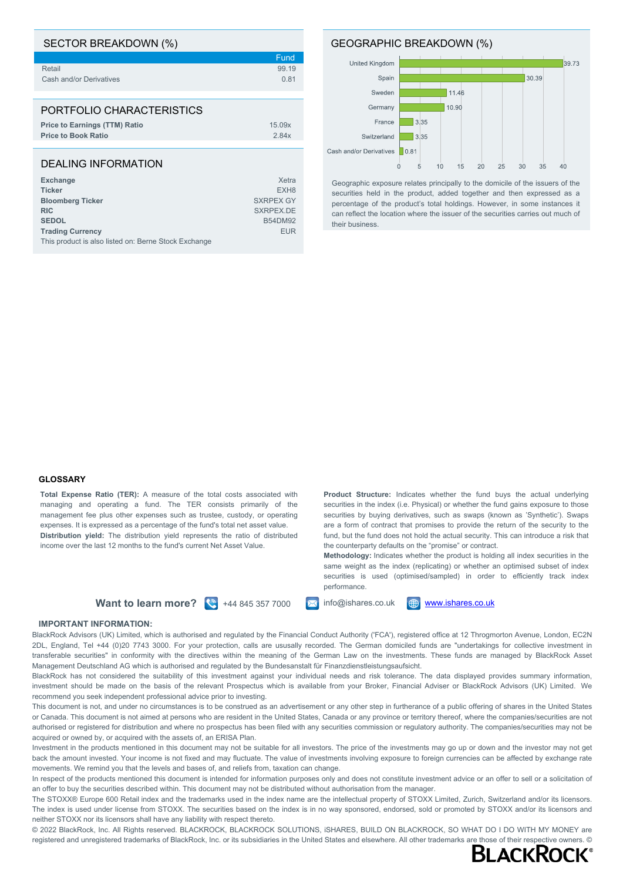## SECTOR BREAKDOWN (%)

| | Fund |
|---|---|
| Retail | 99.19 |
| Cash and/or Derivatives | 0.81 |

## PORTFOLIO CHARACTERISTICS

| | |
|---|---|
| **Price to Earnings (TTM) Ratio** | 15.09x |
| **Price to Book Ratio** | 2.84x |

## DEALING INFORMATION

| | |
|---|---|
| **Exchange** | Xetra |
| **Ticker** | EXH8 |
| **Bloomberg Ticker** | SXRPEX GY |
| **RIC** | SXRPEX.DE |
| **SEDOL** | B54DM92 |
| **Trading Currency** | EUR |

This product is also listed on: Berne Stock Exchange

## GEOGRAPHIC BREAKDOWN (%)

| Country | % |
|---|---|
| United Kingdom | 39.73 |
| Spain | 30.39 |
| Sweden | 11.46 |
| Germany | 10.90 |
| France | 3.35 |
| Switzerland | 3.35 |
| Cash and/or Derivatives | 0.81 |

Geographic exposure relates principally to the domicile of the issuers of the securities held in the product, added together and then expressed as a percentage of the product's total holdings. However, in some instances it can reflect the location where the issuer of the securities carries out much of their business.

### GLOSSARY

**Total Expense Ratio (TER):** A measure of the total costs associated with managing and operating a fund. The TER consists primarily of the management fee plus other expenses such as trustee, custody, or operating expenses. It is expressed as a percentage of the fund's total net asset value.
**Distribution yield:** The distribution yield represents the ratio of distributed income over the last 12 months to the fund's current Net Asset Value.

**Product Structure:** Indicates whether the fund buys the actual underlying securities in the index (i.e. Physical) or whether the fund gains exposure to those securities by buying derivatives, such as swaps (known as 'Synthetic'). Swaps are a form of contract that promises to provide the return of the security to the fund, but the fund does not hold the actual security. This can introduce a risk that the counterparty defaults on the "promise" or contract.
**Methodology:** Indicates whether the product is holding all index securities in the same weight as the index (replicating) or whether an optimised subset of index securities is used (optimised/sampled) in order to efficiently track index performance.

**Want to learn more?** +44 845 357 7000 info@ishares.co.uk [www.ishares.co.uk](www.ishares.co.uk)

### IMPORTANT INFORMATION:

BlackRock Advisors (UK) Limited, which is authorised and regulated by the Financial Conduct Authority ('FCA'), registered office at 12 Throgmorton Avenue, London, EC2N 2DL, England, Tel +44 (0)20 7743 3000. For your protection, calls are usually recorded. The German domiciled funds are "undertakings for collective investment in transferable securities" in conformity with the directives within the meaning of the German Law on the investments. These funds are managed by BlackRock Asset Management Deutschland AG which is authorised and regulated by the Bundesanstalt für Finanzdienstleistungsaufsicht.
BlackRock has not considered the suitability of this investment against your individual needs and risk tolerance. The data displayed provides summary information, investment should be made on the basis of the relevant Prospectus which is available from your Broker, Financial Adviser or BlackRock Advisors (UK) Limited. We recommend you seek independent professional advice prior to investing.
This document is not, and under no circumstances is to be construed as an advertisement or any other step in furtherance of a public offering of shares in the United States or Canada. This document is not aimed at persons who are resident in the United States, Canada or any province or territory thereof, where the companies/securities are not authorised or registered for distribution and where no prospectus has been filed with any securities commission or regulatory authority. The companies/securities may not be acquired or owned by, or acquired with the assets of, an ERISA Plan.
Investment in the products mentioned in this document may not be suitable for all investors. The price of the investments may go up or down and the investor may not get back the amount invested. Your income is not fixed and may fluctuate. The value of investments involving exposure to foreign currencies can be affected by exchange rate movements. We remind you that the levels and bases of, and reliefs from, taxation can change.
In respect of the products mentioned this document is intended for information purposes only and does not constitute investment advice or an offer to sell or a solicitation of an offer to buy the securities described within. This document may not be distributed without authorisation from the manager.
The STOXX® Europe 600 Retail index and the trademarks used in the index name are the intellectual property of STOXX Limited, Zurich, Switzerland and/or its licensors. The index is used under license from STOXX. The securities based on the index is in no way sponsored, endorsed, sold or promoted by STOXX and/or its licensors and neither STOXX nor its licensors shall have any liability with respect thereto.
© 2022 BlackRock, Inc. All Rights reserved. BLACKROCK, BLACKROCK SOLUTIONS, iSHARES, BUILD ON BLACKROCK, SO WHAT DO I DO WITH MY MONEY are registered and unregistered trademarks of BlackRock, Inc. or its subsidiaries in the United States and elsewhere. All other trademarks are those of their respective owners. ©

BLACKROCK®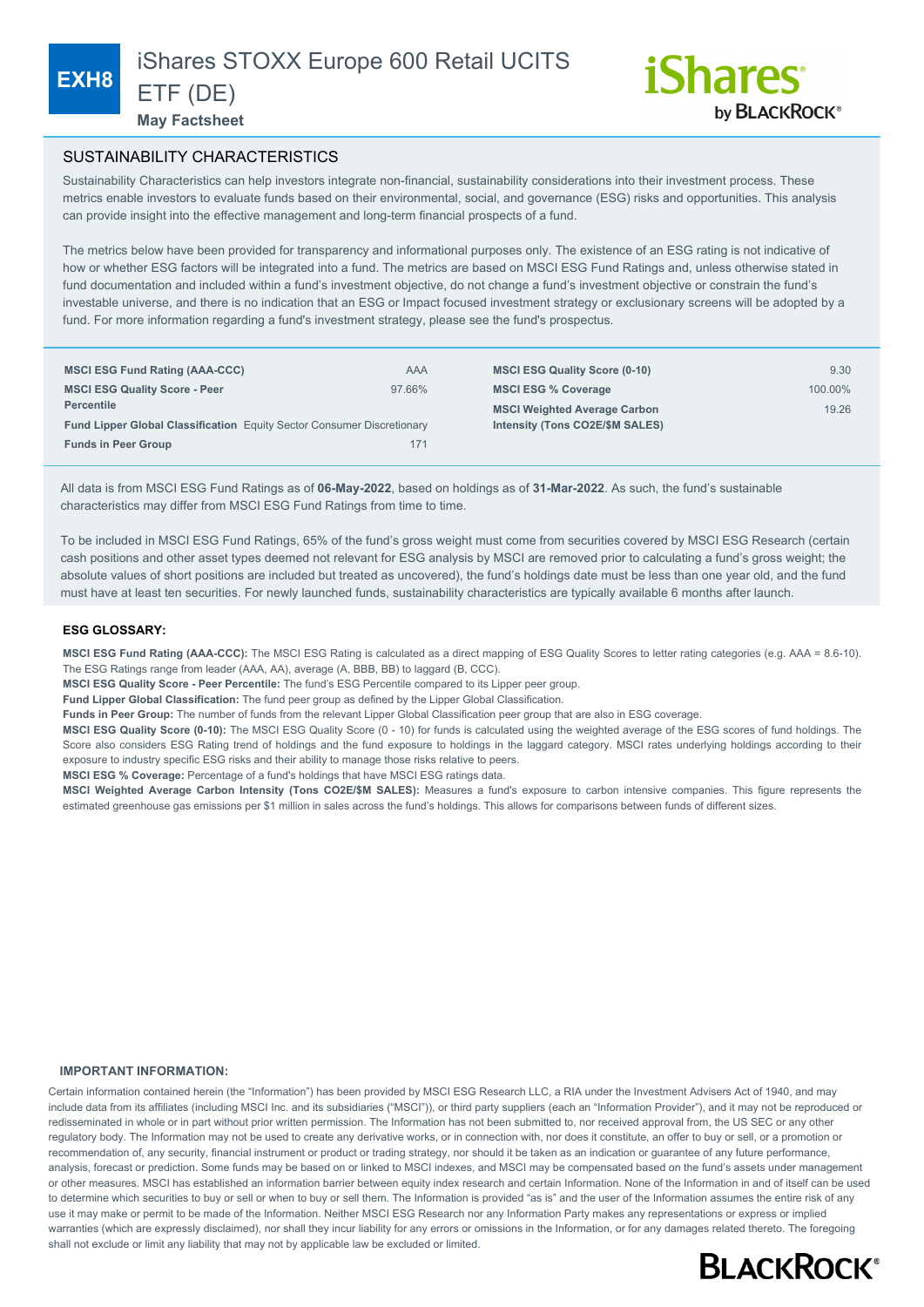# iShares STOXX Europe 600 Retail UCITS ETF (DE)

EXH8

**May Factsheet**

## SUSTAINABILITY CHARACTERISTICS

Sustainability Characteristics can help investors integrate non-financial, sustainability considerations into their investment process. These metrics enable investors to evaluate funds based on their environmental, social, and governance (ESG) risks and opportunities. This analysis can provide insight into the effective management and long-term financial prospects of a fund.

The metrics below have been provided for transparency and informational purposes only. The existence of an ESG rating is not indicative of how or whether ESG factors will be integrated into a fund. The metrics are based on MSCI ESG Fund Ratings and, unless otherwise stated in fund documentation and included within a fund's investment objective, do not change a fund's investment objective or constrain the fund's investable universe, and there is no indication that an ESG or Impact focused investment strategy or exclusionary screens will be adopted by a fund. For more information regarding a fund's investment strategy, please see the fund's prospectus.

| | | | |
|---|---|---|---|
| **MSCI ESG Fund Rating (AAA-CCC)** | AAA | **MSCI ESG Quality Score (0-10)** | 9.30 |
| **MSCI ESG Quality Score - Peer Percentile** | 97.66% | **MSCI ESG % Coverage** | 100.00% |
| **Fund Lipper Global Classification** | Equity Sector Consumer Discretionary | **MSCI Weighted Average Carbon Intensity (Tons CO2E/$M SALES)** | 19.26 |
| **Funds in Peer Group** | 171 | | |

All data is from MSCI ESG Fund Ratings as of **06-May-2022**, based on holdings as of **31-Mar-2022**. As such, the fund's sustainable characteristics may differ from MSCI ESG Fund Ratings from time to time.

To be included in MSCI ESG Fund Ratings, 65% of the fund's gross weight must come from securities covered by MSCI ESG Research (certain cash positions and other asset types deemed not relevant for ESG analysis by MSCI are removed prior to calculating a fund's gross weight; the absolute values of short positions are included but treated as uncovered), the fund's holdings date must be less than one year old, and the fund must have at least ten securities. For newly launched funds, sustainability characteristics are typically available 6 months after launch.

### ESG GLOSSARY:

**MSCI ESG Fund Rating (AAA-CCC):** The MSCI ESG Rating is calculated as a direct mapping of ESG Quality Scores to letter rating categories (e.g. AAA = 8.6-10). The ESG Ratings range from leader (AAA, AA), average (A, BBB, BB) to laggard (B, CCC).

**MSCI ESG Quality Score - Peer Percentile:** The fund's ESG Percentile compared to its Lipper peer group.

**Fund Lipper Global Classification:** The fund peer group as defined by the Lipper Global Classification.

**Funds in Peer Group:** The number of funds from the relevant Lipper Global Classification peer group that are also in ESG coverage.

**MSCI ESG Quality Score (0-10):** The MSCI ESG Quality Score (0 - 10) for funds is calculated using the weighted average of the ESG scores of fund holdings. The Score also considers ESG Rating trend of holdings and the fund exposure to holdings in the laggard category. MSCI rates underlying holdings according to their exposure to industry specific ESG risks and their ability to manage those risks relative to peers.

**MSCI ESG % Coverage:** Percentage of a fund's holdings that have MSCI ESG ratings data.

**MSCI Weighted Average Carbon Intensity (Tons CO2E/$M SALES):** Measures a fund's exposure to carbon intensive companies. This figure represents the estimated greenhouse gas emissions per $1 million in sales across the fund's holdings. This allows for comparisons between funds of different sizes.

### IMPORTANT INFORMATION:

Certain information contained herein (the "Information") has been provided by MSCI ESG Research LLC, a RIA under the Investment Advisers Act of 1940, and may include data from its affiliates (including MSCI Inc. and its subsidiaries ("MSCI")), or third party suppliers (each an "Information Provider"), and it may not be reproduced or redisseminated in whole or in part without prior written permission. The Information has not been submitted to, nor received approval from, the US SEC or any other regulatory body. The Information may not be used to create any derivative works, or in connection with, nor does it constitute, an offer to buy or sell, or a promotion or recommendation of, any security, financial instrument or product or trading strategy, nor should it be taken as an indication or guarantee of any future performance, analysis, forecast or prediction. Some funds may be based on or linked to MSCI indexes, and MSCI may be compensated based on the fund's assets under management or other measures. MSCI has established an information barrier between equity index research and certain Information. None of the Information in and of itself can be used to determine which securities to buy or sell or when to buy or sell them. The Information is provided "as is" and the user of the Information assumes the entire risk of any use it may make or permit to be made of the Information. Neither MSCI ESG Research nor any Information Party makes any representations or express or implied warranties (which are expressly disclaimed), nor shall they incur liability for any errors or omissions in the Information, or for any damages related thereto. The foregoing shall not exclude or limit any liability that may not by applicable law be excluded or limited.